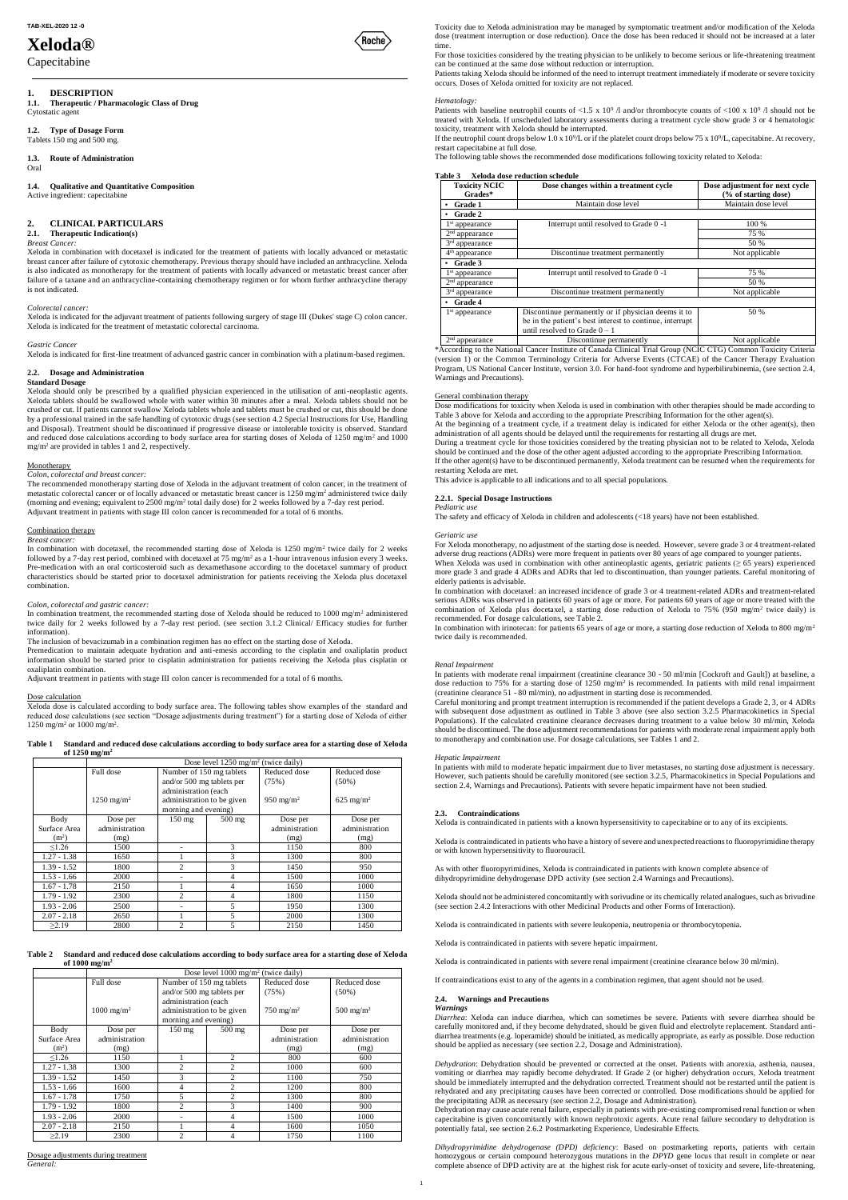TAB-XEL-2020 12 -0

# Xeloda®

Capecitabine

## 1. DESCRIPTION

### 1.1. Therapeutic / Pharmacologic Class of Drug

Cytostatic agent

### 1.2. Type of Dosage Form

Tablets 150 mg and 500 mg.

### 1.3. Route of Administration

Oral

### 1.4. Qualitative and Quantitative Composition

Active ingredient: capecitabine

## 2. CLINICAL PARTICULARS

### 2.1. Therapeutic Indication(s)

*Breast Cancer:*

Xeloda in combination with docetaxel is indicated for the treatment of patients with locally advanced or metastatic breast cancer after failure of cytotoxic chemotherapy. Previous therapy should have included an anthracycline. Xeloda is also indicated as monotherapy for the treatment of patients with locally advanced or metastatic breast cancer after failure of a taxane and an anthracycline-containing chemotherapy regimen or for whom further anthracycline therapy is not indicated.

*Colorectal cancer:*

Xeloda is indicated for the adjuvant treatment of patients following surgery of stage III (Dukes' stage C) colon cancer. Xeloda is indicated for the treatment of metastatic colorectal carcinoma.

*Gastric Cancer*

Xeloda is indicated for first-line treatment of advanced gastric cancer in combination with a platinum-based regimen.

### 2.2. Dosage and Administration

**Standard Dosage**

Xeloda should only be prescribed by a qualified physician experienced in the utilisation of anti-neoplastic agents. Xeloda tablets should be swallowed whole with water within 30 minutes after a meal. Xeloda tablets should not be crushed or cut. If patients cannot swallow Xeloda tablets whole and tablets must be crushed or cut, this should be done by a professional trained in the safe handling of cytotoxic drugs (see section 4.2 Special Instructions for Use, Handling and Disposal). Treatment should be discontinued if progressive disease or intolerable toxicity is observed. Standard and reduced dose calculations according to body surface area for starting doses of Xeloda of 1250 mg/m² and 1000 mg/m² are provided in tables 1 and 2, respectively.

Monotherapy

*Colon, colorectal and breast cancer:*

The recommended monotherapy starting dose of Xeloda in the adjuvant treatment of colon cancer, in the treatment of metastatic colorectal cancer or of locally advanced or metastatic breast cancer is 1250 mg/m² administered twice daily (morning and evening; equivalent to 2500 mg/m² total daily dose) for 2 weeks followed by a 7-day rest period. Adjuvant treatment in patients with stage III colon cancer is recommended for a total of 6 months.

Combination therapy

*Breast cancer:*

In combination with docetaxel, the recommended starting dose of Xeloda is 1250 mg/m² twice daily for 2 weeks followed by a 7-day rest period, combined with docetaxel at 75 mg/m² as a 1-hour intravenous infusion every 3 weeks. Pre-medication with an oral corticosteroid such as dexamethasone according to the docetaxel summary of product characteristics should be started prior to docetaxel administration for patients receiving the Xeloda plus docetaxel combination.

*Colon, colorectal and gastric cancer:*

In combination treatment, the recommended starting dose of Xeloda should be reduced to 1000 mg/m² administered twice daily for 2 weeks followed by a 7-day rest period. (see section 3.1.2 Clinical/ Efficacy studies for further information).

The inclusion of bevacizumab in a combination regimen has no effect on the starting dose of Xeloda.

Premedication to maintain adequate hydration and anti-emesis according to the cisplatin and oxaliplatin product information should be started prior to cisplatin administration for patients receiving the Xeloda plus cisplatin or oxaliplatin combination.

Adjuvant treatment in patients with stage III colon cancer is recommended for a total of 6 months.

Dose calculation

Xeloda dose is calculated according to body surface area. The following tables show examples of the standard and reduced dose calculations (see section "Dosage adjustments during treatment") for a starting dose of Xeloda of either 1250 mg/m² or 1000 mg/m².

**Table 1 Standard and reduced dose calculations according to body surface area for a starting dose of Xeloda of 1250 mg/m²**

| | Dose level 1250 mg/m² (twice daily) | | | | |
|---|---|---|---|---|---|
| | Full dose<br><br>1250 mg/m² | Number of 150 mg tablets and/or 500 mg tablets per administration (each administration to be given morning and evening) | | Reduced dose (75%)<br><br>950 mg/m² | Reduced dose (50%)<br><br>625 mg/m² |
| Body Surface Area (m²) | Dose per administration (mg) | 150 mg | 500 mg | Dose per administration (mg) | Dose per administration (mg) |
| ≤1.26 | 1500 | - | 3 | 1150 | 800 |
| 1.27 - 1.38 | 1650 | 1 | 3 | 1300 | 800 |
| 1.39 - 1.52 | 1800 | 2 | 3 | 1450 | 950 |
| 1.53 - 1.66 | 2000 | - | 4 | 1500 | 1000 |
| 1.67 - 1.78 | 2150 | 1 | 4 | 1650 | 1000 |
| 1.79 - 1.92 | 2300 | 2 | 4 | 1800 | 1150 |
| 1.93 - 2.06 | 2500 | - | 5 | 1950 | 1300 |
| 2.07 - 2.18 | 2650 | 1 | 5 | 2000 | 1300 |
| ≥2.19 | 2800 | 2 | 5 | 2150 | 1450 |

**Table 2 Standard and reduced dose calculations according to body surface area for a starting dose of Xeloda of 1000 mg/m²**

| | Dose level 1000 mg/m² (twice daily) | | | | |
|---|---|---|---|---|---|
| | Full dose<br><br>1000 mg/m² | Number of 150 mg tablets and/or 500 mg tablets per administration (each administration to be given morning and evening) | | Reduced dose (75%)<br><br>750 mg/m² | Reduced dose (50%)<br><br>500 mg/m² |
| Body Surface Area (m²) | Dose per administration (mg) | 150 mg | 500 mg | Dose per administration (mg) | Dose per administration (mg) |
| ≤1.26 | 1150 | 1 | 2 | 800 | 600 |
| 1.27 - 1.38 | 1300 | 2 | 2 | 1000 | 600 |
| 1.39 - 1.52 | 1450 | 3 | 2 | 1100 | 750 |
| 1.53 - 1.66 | 1600 | 4 | 2 | 1200 | 800 |
| 1.67 - 1.78 | 1750 | 5 | 2 | 1300 | 800 |
| 1.79 - 1.92 | 1800 | 2 | 3 | 1400 | 900 |
| 1.93 - 2.06 | 2000 | - | 4 | 1500 | 1000 |
| 2.07 - 2.18 | 2150 | 1 | 4 | 1600 | 1050 |
| ≥2.19 | 2300 | 2 | 4 | 1750 | 1100 |

Dosage adjustments during treatment

*General:*

Toxicity due to Xeloda administration may be managed by symptomatic treatment and/or modification of the Xeloda dose (treatment interruption or dose reduction). Once the dose has been reduced it should not be increased at a later time.

For those toxicities considered by the treating physician to be unlikely to become serious or life-threatening treatment can be continued at the same dose without reduction or interruption.

Patients taking Xeloda should be informed of the need to interrupt treatment immediately if moderate or severe toxicity occurs. Doses of Xeloda omitted for toxicity are not replaced.

*Hematology:*

Patients with baseline neutrophil counts of <1.5 x 10⁹ /l and/or thrombocyte counts of <100 x 10⁹ /l should not be treated with Xeloda. If unscheduled laboratory assessments during a treatment cycle show grade 3 or 4 hematologic toxicity, treatment with Xeloda should be interrupted.

If the neutrophil count drops below 1.0 x 10⁹/L or if the platelet count drops below 75 x 10⁹/L, capecitabine. At recovery, restart capecitabine at full dose.

The following table shows the recommended dose modifications following toxicity related to Xeloda:

**Table 3 Xeloda dose reduction schedule**

| Toxicity NCIC Grades* | Dose changes within a treatment cycle | Dose adjustment for next cycle (% of starting dose) |
|---|---|---|
| • Grade 1 | Maintain dose level | Maintain dose level |
| • Grade 2 | | |
| 1st appearance | Interrupt until resolved to Grade 0 -1 | 100 % |
| 2nd appearance | | 75 % |
| 3rd appearance | | 50 % |
| 4th appearance | Discontinue treatment permanently | Not applicable |
| • Grade 3 | | |
| 1st appearance | Interrupt until resolved to Grade 0 -1 | 75 % |
| 2nd appearance | | 50 % |
| 3rd appearance | Discontinue treatment permanently | Not applicable |
| • Grade 4 | | |
| 1st appearance | Discontinue permanently or if physician deems it to be in the patient's best interest to continue, interrupt until resolved to Grade 0 – 1 | 50 % |
| 2nd appearance | Discontinue permanently | Not applicable |

*According to the National Cancer Institute of Canada Clinical Trial Group (NCIC CTG) Common Toxicity Criteria (version 1) or the Common Terminology Criteria for Adverse Events (CTCAE) of the Cancer Therapy Evaluation Program, US National Cancer Institute, version 3.0. For hand-foot syndrome and hyperbilirubinemia, (see section 2.4, Warnings and Precautions).

General combination therapy

Dose modifications for toxicity when Xeloda is used in combination with other therapies should be made according to Table 3 above for Xeloda and according to the appropriate Prescribing Information for the other agent(s).

At the beginning of a treatment cycle, if a treatment delay is indicated for either Xeloda or the other agent(s), then administration of all agents should be delayed until the requirements for restarting all drugs are met.

During a treatment cycle for those toxicities considered by the treating physician not to be related to Xeloda, Xeloda should be continued and the dose of the other agent adjusted according to the appropriate Prescribing Information.

If the other agent(s) have to be discontinued permanently, Xeloda treatment can be resumed when the requirements for restarting Xeloda are met.

This advice is applicable to all indications and to all special populations.

#### 2.2.1. Special Dosage Instructions

*Pediatric use*

The safety and efficacy of Xeloda in children and adolescents (<18 years) have not been established.

*Geriatric use*

For Xeloda monotherapy, no adjustment of the starting dose is needed. However, severe grade 3 or 4 treatment-related adverse drug reactions (ADRs) were more frequent in patients over 80 years of age compared to younger patients.

When Xeloda was used in combination with other antineoplastic agents, geriatric patients (≥ 65 years) experienced more grade 3 and grade 4 ADRs and ADRs that led to discontinuation, than younger patients. Careful monitoring of elderly patients is advisable.

In combination with docetaxel: an increased incidence of grade 3 or 4 treatment-related ADRs and treatment-related serious ADRs was observed in patients 60 years of age or more. For patients 60 years of age or more treated with the combination of Xeloda plus docetaxel, a starting dose reduction of Xeloda to 75% (950 mg/m² twice daily) is recommended. For dosage calculations, see Table 2.

In combination with irinotecan: for patients 65 years of age or more, a starting dose reduction of Xeloda to 800 mg/m² twice daily is recommended.

*Renal Impairment*

In patients with moderate renal impairment (creatinine clearance 30 - 50 ml/min [Cockroft and Gault]) at baseline, a dose reduction to 75% for a starting dose of 1250 mg/m² is recommended. In patients with mild renal impairment (creatinine clearance 51 - 80 ml/min), no adjustment in starting dose is recommended.

Careful monitoring and prompt treatment interruption is recommended if the patient develops a Grade 2, 3, or 4 ADRs with subsequent dose adjustment as outlined in Table 3 above (see also section 3.2.5 Pharmacokinetics in Special Populations). If the calculated creatinine clearance decreases during treatment to a value below 30 ml/min, Xeloda should be discontinued. The dose adjustment recommendations for patients with moderate renal impairment apply both to monotherapy and combination use. For dosage calculations, see Tables 1 and 2.

*Hepatic Impairment*

In patients with mild to moderate hepatic impairment due to liver metastases, no starting dose adjustment is necessary. However, such patients should be carefully monitored (see section 3.2.5, Pharmacokinetics in Special Populations and section 2.4, Warnings and Precautions). Patients with severe hepatic impairment have not been studied.

### 2.3. Contraindications

Xeloda is contraindicated in patients with a known hypersensitivity to capecitabine or to any of its excipients.

Xeloda is contraindicated in patients who have a history of severe and unexpected reactions to fluoropyrimidine therapy or with known hypersensitivity to fluorouracil.

As with other fluoropyrimidines, Xeloda is contraindicated in patients with known complete absence of dihydropyrimidine dehydrogenase DPD activity (see section 2.4 Warnings and Precautions).

Xeloda should not be administered concomitantly with sorivudine or its chemically related analogues, such as brivudine (see section 2.4.2 Interactions with other Medicinal Products and other Forms of Interaction).

Xeloda is contraindicated in patients with severe leukopenia, neutropenia or thrombocytopenia.

Xeloda is contraindicated in patients with severe hepatic impairment.

Xeloda is contraindicated in patients with severe renal impairment (creatinine clearance below 30 ml/min).

If contraindications exist to any of the agents in a combination regimen, that agent should not be used.

### 2.4. Warnings and Precautions

***Warnings***

*Diarrhea*: Xeloda can induce diarrhea, which can sometimes be severe. Patients with severe diarrhea should be carefully monitored and, if they become dehydrated, should be given fluid and electrolyte replacement. Standard anti-diarrhea treatments (e.g. loperamide) should be initiated, as medically appropriate, as early as possible. Dose reduction should be applied as necessary (see section 2.2, Dosage and Administration).

*Dehydration*: Dehydration should be prevented or corrected at the onset. Patients with anorexia, asthenia, nausea, vomiting or diarrhea may rapidly become dehydrated. If Grade 2 (or higher) dehydration occurs, Xeloda treatment should be immediately interrupted and the dehydration corrected. Treatment should not be restarted until the patient is rehydrated and any precipitating causes have been corrected or controlled. Dose modifications should be applied for the precipitating ADR as necessary (see section 2.2, Dosage and Administration).

Dehydration may cause acute renal failure, especially in patients with pre-existing compromised renal function or when capecitabine is given concomitantly with known nephrotoxic agents. Acute renal failure secondary to dehydration is potentially fatal, see section 2.6.2 Postmarketing Experience, Undesirable Effects.

*Dihydropyrimidine dehydrogenase (DPD) deficiency*: Based on postmarketing reports, patients with certain homozygous or certain compound heterozygous mutations in the *DPYD* gene locus that result in complete or near complete absence of DPD activity are at the highest risk for acute early-onset of toxicity and severe, life-threatening,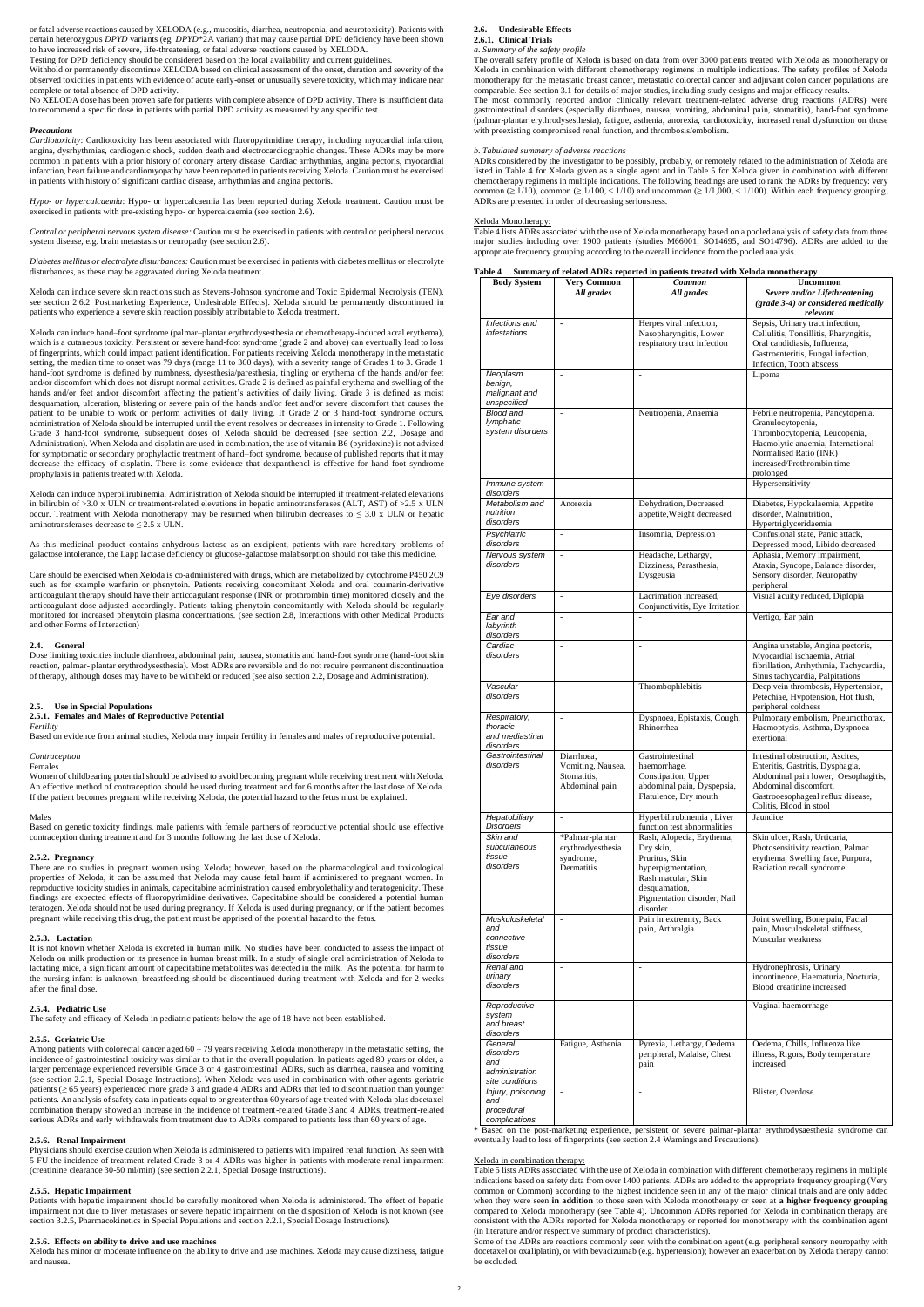or fatal adverse reactions caused by XELODA (e.g., mucositis, diarrhea, neutropenia, and neurotoxicity). Patients with certain heterozygous *DPYD* variants (eg. *DPYD*\*2A variant) that may cause partial DPD deficiency have been shown to have increased risk of severe, life-threatening, or fatal adverse reactions caused by XELODA.

Testing for DPD deficiency should be considered based on the local availability and current guidelines.

Withhold or permanently discontinue XELODA based on clinical assessment of the onset, duration and severity of the observed toxicities in patients with evidence of acute early-onset or unusually severe toxicity, which may indicate near complete or total absence of DPD activity.

No XELODA dose has been proven safe for patients with complete absence of DPD activity. There is insufficient data to recommend a specific dose in patients with partial DPD activity as measured by any specific test.

### *Precautions*

*Cardiotoxicity:* Cardiotoxicity has been associated with fluoropyrimidine therapy, including myocardial infarction, angina, dysrhythmias, cardiogenic shock, sudden death and electrocardiographic changes. These ADRs may be more common in patients with a prior history of coronary artery disease. Cardiac arrhythmias, angina pectoris, myocardial infarction, heart failure and cardiomyopathy have been reported in patients receiving Xeloda. Caution must be exercised in patients with history of significant cardiac disease, arrhythmias and angina pectoris.

*Hypo- or hypercalcaemia:* Hypo- or hypercalcaemia has been reported during Xeloda treatment. Caution must be exercised in patients with pre-existing hypo- or hypercalcaemia (see section 2.6).

*Central or peripheral nervous system disease:* Caution must be exercised in patients with central or peripheral nervous system disease, e.g. brain metastasis or neuropathy (see section 2.6).

*Diabetes mellitus or electrolyte disturbances:* Caution must be exercised in patients with diabetes mellitus or electrolyte disturbances, as these may be aggravated during Xeloda treatment.

Xeloda can induce severe skin reactions such as Stevens-Johnson syndrome and Toxic Epidermal Necrolysis (TEN), see section 2.6.2 Postmarketing Experience, Undesirable Effects]. Xeloda should be permanently discontinued in patients who experience a severe skin reaction possibly attributable to Xeloda treatment.

Xeloda can induce hand–foot syndrome (palmar–plantar erythrodysesthesia or chemotherapy-induced acral erythema), which is a cutaneous toxicity. Persistent or severe hand-foot syndrome (grade 2 and above) can eventually lead to loss of fingerprints, which could impact patient identification. For patients receiving Xeloda monotherapy in the metastatic setting, the median time to onset was 79 days (range 11 to 360 days), with a severity range of Grades 1 to 3. Grade 1 hand-foot syndrome is defined by numbness, dysesthesia/paresthesia, tingling or erythema of the hands and/or feet and/or discomfort which does not disrupt normal activities. Grade 2 is defined as painful erythema and swelling of the hands and/or feet and/or discomfort affecting the patient's activities of daily living. Grade 3 is defined as moist desquamation, ulceration, blistering or severe pain of the hands and/or feet and/or severe discomfort that causes the patient to be unable to work or perform activities of daily living. If Grade 2 or 3 hand-foot syndrome occurs, administration of Xeloda should be interrupted until the event resolves or decreases in intensity to Grade 1. Following Grade 3 hand-foot syndrome, subsequent doses of Xeloda should be decreased (see section 2.2, Dosage and Administration). When Xeloda and cisplatin are used in combination, the use of vitamin B6 (pyridoxine) is not advised for symptomatic or secondary prophylactic treatment of hand–foot syndrome, because of published reports that it may decrease the efficacy of cisplatin. There is some evidence that dexpanthenol is effective for hand-foot syndrome prophylaxis in patients treated with Xeloda.

Xeloda can induce hyperbilirubinemia. Administration of Xeloda should be interrupted if treatment-related elevations in bilirubin of >3.0 x ULN or treatment-related elevations in hepatic aminotransferases (ALT, AST) of >2.5 x ULN occur. Treatment with Xeloda monotherapy may be resumed when bilirubin decreases to ≤ 3.0 x ULN or hepatic aminotransferases decrease to ≤ 2.5 x ULN.

As this medicinal product contains anhydrous lactose as an excipient, patients with rare hereditary problems of galactose intolerance, the Lapp lactase deficiency or glucose-galactose malabsorption should not take this medicine.

Care should be exercised when Xeloda is co-administered with drugs, which are metabolized by cytochrome P450 2C9 such as for example warfarin or phenytoin. Patients receiving concomitant Xeloda and oral coumarin-derivative anticoagulant therapy should have their anticoagulant response (INR or prothrombin time) monitored closely and the anticoagulant dose adjusted accordingly. Patients taking phenytoin concomitantly with Xeloda should be regularly monitored for increased phenytoin plasma concentrations. (see section 2.8, Interactions with other Medical Products and other Forms of Interaction)

## 2.4. General

Dose limiting toxicities include diarrhoea, abdominal pain, nausea, stomatitis and hand-foot syndrome (hand-foot skin reaction, palmar- plantar erythrodysesthesia). Most ADRs are reversible and do not require permanent discontinuation of therapy, although doses may have to be withheld or reduced (see also section 2.2, Dosage and Administration).

## 2.5. Use in Special Populations

### 2.5.1. Females and Males of Reproductive Potential

*Fertility*

Based on evidence from animal studies, Xeloda may impair fertility in females and males of reproductive potential.

*Contraception*

Females

Women of childbearing potential should be advised to avoid becoming pregnant while receiving treatment with Xeloda. An effective method of contraception should be used during treatment and for 6 months after the last dose of Xeloda. If the patient becomes pregnant while receiving Xeloda, the potential hazard to the fetus must be explained.

Males

Based on genetic toxicity findings, male patients with female partners of reproductive potential should use effective contraception during treatment and for 3 months following the last dose of Xeloda.

### 2.5.2. Pregnancy

There are no studies in pregnant women using Xeloda; however, based on the pharmacological and toxicological properties of Xeloda, it can be assumed that Xeloda may cause fetal harm if administered to pregnant women. In reproductive toxicity studies in animals, capecitabine administration caused embryolethality and teratogenicity. These findings are expected effects of fluoropyrimidine derivatives. Capecitabine should be considered a potential human teratogen. Xeloda should not be used during pregnancy. If Xeloda is used during pregnancy, or if the patient becomes pregnant while receiving this drug, the patient must be apprised of the potential hazard to the fetus.

### 2.5.3. Lactation

It is not known whether Xeloda is excreted in human milk. No studies have been conducted to assess the impact of Xeloda on milk production or its presence in human breast milk. In a study of single oral administration of Xeloda to lactating mice, a significant amount of capecitabine metabolites was detected in the milk. As the potential for harm to the nursing infant is unknown, breastfeeding should be discontinued during treatment with Xeloda and for 2 weeks after the final dose.

### 2.5.4. Pediatric Use

The safety and efficacy of Xeloda in pediatric patients below the age of 18 have not been established.

### 2.5.5. Geriatric Use

Among patients with colorectal cancer aged 60 – 79 years receiving Xeloda monotherapy in the metastatic setting, the incidence of gastrointestinal toxicity was similar to that in the overall population. In patients aged 80 years or older, a larger percentage experienced reversible Grade 3 or 4 gastrointestinal ADRs, such as diarrhea, nausea and vomiting (see section 2.2.1, Special Dosage Instructions). When Xeloda was used in combination with other agents geriatric patients (≥ 65 years) experienced more grade 3 and grade 4 ADRs and ADRs that led to discontinuation than younger patients. An analysis of safety data in patients equal to or greater than 60 years of age treated with Xeloda plus docetaxel combination therapy showed an increase in the incidence of treatment-related Grade 3 and 4 ADRs, treatment-related serious ADRs and early withdrawals from treatment due to ADRs compared to patients less than 60 years of age.

### 2.5.6. Renal Impairment

Physicians should exercise caution when Xeloda is administered to patients with impaired renal function. As seen with 5-FU the incidence of treatment-related Grade 3 or 4 ADRs was higher in patients with moderate renal impairment (creatinine clearance 30-50 ml/min) (see section 2.2.1, Special Dosage Instructions).

### 2.5.5. Hepatic Impairment

Patients with hepatic impairment should be carefully monitored when Xeloda is administered. The effect of hepatic impairment not due to liver metastases or severe hepatic impairment on the disposition of Xeloda is not known (see section 3.2.5, Pharmacokinetics in Special Populations and section 2.2.1, Special Dosage Instructions).

### 2.5.6. Effects on ability to drive and use machines

Xeloda has minor or moderate influence on the ability to drive and use machines. Xeloda may cause dizziness, fatigue and nausea.

## 2.6. Undesirable Effects

### 2.6.1. Clinical Trials

*a. Summary of the safety profile*

The overall safety profile of Xeloda is based on data from over 3000 patients treated with Xeloda as monotherapy or Xeloda in combination with different chemotherapy regimens in multiple indications. The safety profiles of Xeloda monotherapy for the metastatic breast cancer, metastatic colorectal cancer and adjuvant colon cancer populations are comparable. See section 3.1 for details of major studies, including study designs and major efficacy results.

The most commonly reported and/or clinically relevant treatment-related adverse drug reactions (ADRs) were gastrointestinal disorders (especially diarrhoea, nausea, vomiting, abdominal pain, stomatitis), hand-foot syndrome (palmar-plantar erythrodysesthesia), fatigue, asthenia, anorexia, cardiotoxicity, increased renal dysfunction on those with preexisting compromised renal function, and thrombosis/embolism.

*b. Tabulated summary of adverse reactions*

ADRs considered by the investigator to be possibly, probably, or remotely related to the administration of Xeloda are listed in Table 4 for Xeloda given as a single agent and in Table 5 for Xeloda given in combination with different chemotherapy regimens in multiple indications. The following headings are used to rank the ADRs by frequency: very common (≥ 1/10), common (≥ 1/100, < 1/10) and uncommon (≥ 1/1,000, < 1/100). Within each frequency grouping, ADRs are presented in order of decreasing seriousness.

Xeloda Monotherapy:

Table 4 lists ADRs associated with the use of Xeloda monotherapy based on a pooled analysis of safety data from three major studies including over 1900 patients (studies M66001, SO14695, and SO14796). ADRs are added to the appropriate frequency grouping according to the overall incidence from the pooled analysis.

**Table 4 Summary of related ADRs reported in patients treated with Xeloda monotherapy**

| Body System | Very Common *All grades* | *Common All grades* | Uncommon *Severe and/or Lifethreatening (grade 3-4) or considered medically relevant* |
|---|---|---|---|
| *Infections and infestations* | - | Herpes viral infection, Nasopharyngitis, Lower respiratory tract infection | Sepsis, Urinary tract infection, Cellulitis, Tonsillitis, Pharyngitis, Oral candidiasis, Influenza, Gastroenteritis, Fungal infection, Infection, Tooth abscess |
| *Neoplasm benign, malignant and unspecified* | - | - | Lipoma |
| *Blood and lymphatic system disorders* | - | Neutropenia, Anaemia | Febrile neutropenia, Pancytopenia, Granulocytopenia, Thrombocytopenia, Leucopenia, Haemolytic anaemia, International Normalised Ratio (INR) increased/Prothrombin time prolonged |
| *Immune system disorders* | - | - | Hypersensitivity |
| *Metabolism and nutrition disorders* | Anorexia | Dehydration, Decreased appetite,Weight decreased | Diabetes, Hypokalaemia, Appetite disorder, Malnutrition, Hypertriglyceridaemia |
| *Psychiatric disorders* | - | Insomnia, Depression | Confusional state, Panic attack, Depressed mood, Libido decreased |
| *Nervous system disorders* | - | Headache, Lethargy, Dizziness, Parasthesia, Dysgeusia | Aphasia, Memory impairment, Ataxia, Syncope, Balance disorder, Sensory disorder, Neuropathy peripheral |
| *Eye disorders* | - | Lacrimation increased, Conjunctivitis, Eye Irritation | Visual acuity reduced, Diplopia |
| *Ear and labyrinth disorders* | - | - | Vertigo, Ear pain |
| *Cardiac disorders* | - | - | Angina unstable, Angina pectoris, Myocardial ischaemia, Atrial fibrillation, Arrhythmia, Tachycardia, Sinus tachycardia, Palpitations |
| *Vascular disorders* | - | Thrombophlebitis | Deep vein thrombosis, Hypertension, Petechiae, Hypotension, Hot flush, peripheral coldness |
| *Respiratory, thoracic and mediastinal disorders* | - | Dyspnoea, Epistaxis, Cough, Rhinorrhea | Pulmonary embolism, Pneumothorax, Haemoptysis, Asthma, Dyspnoea exertional |
| *Gastrointestinal disorders* | Diarrhoea, Vomiting, Nausea, Stomatitis, Abdominal pain | Gastrointestinal haemorrhage, Constipation, Upper abdominal pain, Dyspepsia, Flatulence, Dry mouth | Intestinal obstruction, Ascites, Enteritis, Gastritis, Dysphagia, Abdominal pain lower, Oesophagitis, Abdominal discomfort, Gastrooesophageal reflux disease, Colitis, Blood in stool |
| *Hepatobiliary Disorders* | - | Hyperbilirubinemia , Liver function test abnormalities | Jaundice |
| *Skin and subcutaneous tissue disorders* | \*Palmar-plantar erythrodysesthesia syndrome, Dermatitis | Rash, Alopecia, Erythema, Dry skin, Pruritus, Skin hyperpigmentation, Rash macular, Skin desquamation, Pigmentation disorder, Nail disorder | Skin ulcer, Rash, Urticaria, Photosensitivity reaction, Palmar erythema, Swelling face, Purpura, Radiation recall syndrome |
| *Muskuloskeletal and connective tissue disorders* | - | Pain in extremity, Back pain, Arthralgia | Joint swelling, Bone pain, Facial pain, Musculoskeletal stiffness, Muscular weakness |
| *Renal and urinary disorders* | - | - | Hydronephrosis, Urinary incontinence, Haematuria, Nocturia, Blood creatinine increased |
| *Reproductive system and breast disorders* | - | - | Vaginal haemorrhage |
| *General disorders and administration site conditions* | Fatigue, Asthenia | Pyrexia, Lethargy, Oedema peripheral, Malaise, Chest pain | Oedema, Chills, Influenza like illness, Rigors, Body temperature increased |
| *Injury, poisoning and procedural complications* | - | - | Blister, Overdose |

\* Based on the post-marketing experience, persistent or severe palmar-plantar erythrodysaesthesia syndrome can eventually lead to loss of fingerprints (see section 2.4 Warnings and Precautions).

Xeloda in combination therapy:

Table 5 lists ADRs associated with the use of Xeloda in combination with different chemotherapy regimens in multiple indications based on safety data from over 1400 patients. ADRs are added to the appropriate frequency grouping (Very common or Common) according to the highest incidence seen in any of the major clinical trials and are only added when they were seen **in addition** to those seen with Xeloda monotherapy or seen at **a higher frequency grouping** compared to Xeloda monotherapy (see Table 4). Uncommon ADRs reported for Xeloda in combination therapy are consistent with the ADRs reported for Xeloda monotherapy or reported for monotherapy with the combination agent (in literature and/or respective summary of product characteristics).

Some of the ADRs are reactions commonly seen with the combination agent (e.g. peripheral sensory neuropathy with docetaxel or oxaliplatin), or with bevacizumab (e.g. hypertension); however an exacerbation by Xeloda therapy cannot be excluded.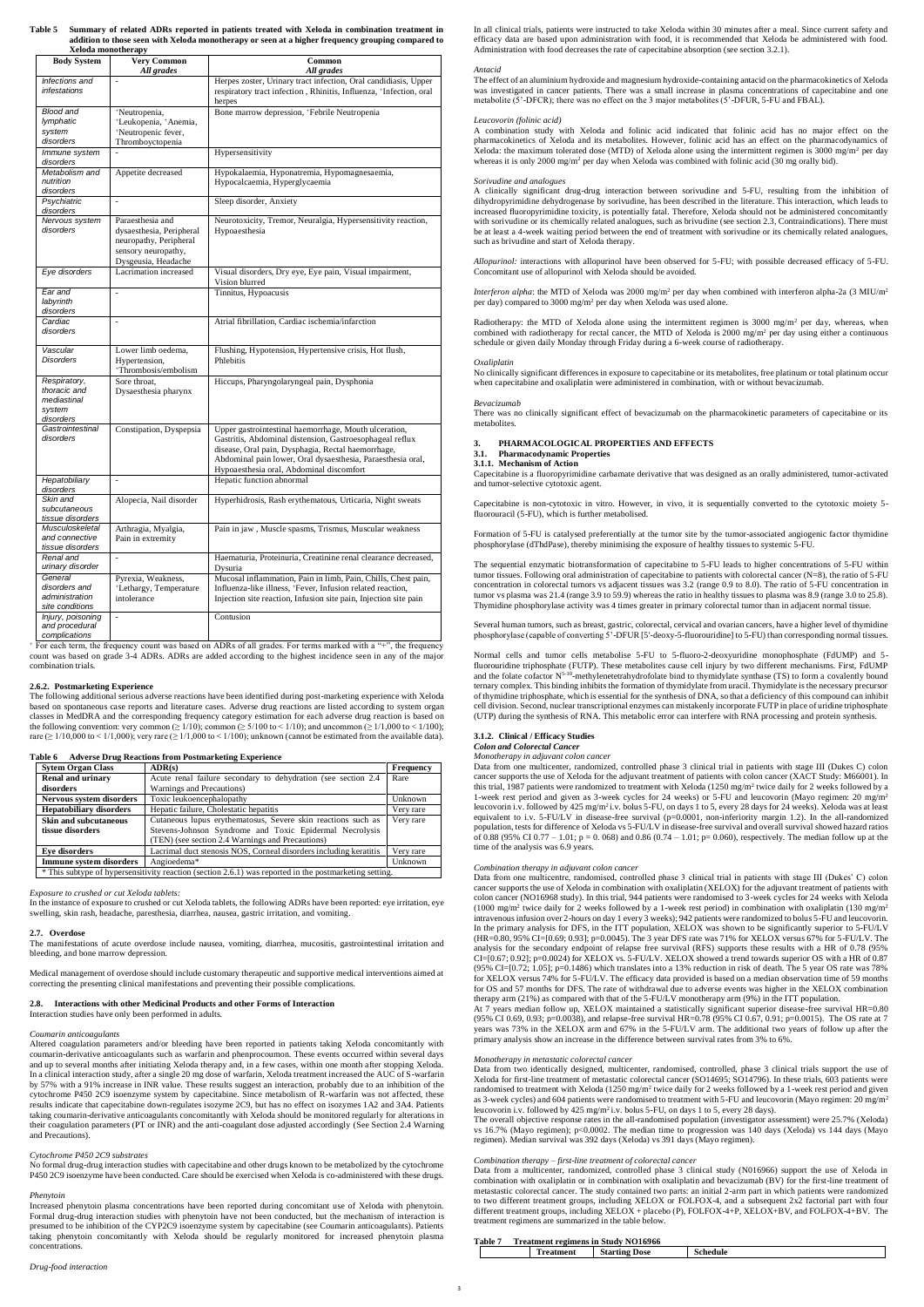**Table 5 Summary of related ADRs reported in patients treated with Xeloda in combination treatment in addition to those seen with Xeloda monotherapy or seen at a higher frequency grouping compared to Xeloda monotherapy**

| Body System | Very Common *All grades* | Common *All grades* |
|---|---|---|
| *Infections and infestations* | - | Herpes zoster, Urinary tract infection, Oral candidiasis, Upper respiratory tract infection, Rhinitis, Influenza, +Infection, oral herpes |
| *Blood and lymphatic system disorders* | +Neutropenia, +Leukopenia, +Anemia, +Neutropenic fever, Thromboyctopenia | Bone marrow depression, +Febrile Neutropenia |
| *Immune system disorders* | - | Hypersensitivity |
| *Metabolism and nutrition disorders* | Appetite decreased | Hypokalaemia, Hyponatremia, Hypomagnesaemia, Hypocalcaemia, Hyperglycaemia |
| *Psychiatric disorders* | - | Sleep disorder, Anxiety |
| *Nervous system disorders* | Paraesthesia and dysaesthesia, Peripheral neuropathy, Peripheral sensory neuropathy, Dysgeusia, Headache | Neurotoxicity, Tremor, Neuralgia, Hypersensitivity reaction, Hypoaesthesia |
| *Eye disorders* | Lacrimation increased | Visual disorders, Dry eye, Eye pain, Visual impairment, Vision blurred |
| *Ear and labyrinth disorders* | - | Tinnitus, Hypoacusis |
| *Cardiac disorders* | - | Atrial fibrillation, Cardiac ischemia/infarction |
| *Vascular Disorders* | Lower limb oedema, Hypertension, +Thrombosis/embolism | Flushing, Hypotension, Hypertensive crisis, Hot flush, Phlebitis |
| *Respiratory, thoracic and mediastinal system disorders* | Sore throat, Dysaesthesia pharynx | Hiccups, Pharyngolaryngeal pain, Dysphonia |
| *Gastrointestinal disorders* | Constipation, Dyspepsia | Upper gastrointestinal haemorrhage, Mouth ulceration, Gastritis, Abdominal distension, Gastroesophageal reflux disease, Oral pain, Dysphagia, Rectal haemorrhage, Abdominal pain lower, Oral dysaesthesia, Paraesthesia oral, Hypoaesthesia oral, Abdominal discomfort |
| *Hepatobiliary disorders* | - | Hepatic function abnormal |
| *Skin and subcutaneous tissue disorders* | Alopecia, Nail disorder | Hyperhidrosis, Rash erythematous, Urticaria, Night sweats |
| *Musculoskeletal and connective tissue disorders* | Arthralgia, Myalgia, Pain in extremity | Pain in jaw , Muscle spasms, Trismus, Muscular weakness |
| *Renal and urinary disorder* | - | Haematuria, Proteinuria, Creatinine renal clearance decreased, Dysuria |
| *General disorders and administration site conditions* | Pyrexia, Weakness, +Lethargy, Temperature intolerance | Mucosal inflammation, Pain in limb, Pain, Chills, Chest pain, Influenza-like illness, +Fever, Infusion related reaction, Injection site reaction, Infusion site pain, Injection site pain |
| *Injury, poisoning and procedural complications* | - | Contusion |

+ For each term, the frequency count was based on ADRs of all grades. For terms marked with a "+", the frequency count was based on grade 3-4 ADRs. ADRs are added according to the highest incidence seen in any of the major combination trials.

### 2.6.2. Postmarketing Experience

The following additional serious adverse reactions have been identified during post-marketing experience with Xeloda based on spontaneous case reports and literature cases. Adverse drug reactions are listed according to system organ classes in MedDRA and the corresponding frequency category estimation for each adverse drug reaction is based on the following convention: very common (≥ 1/10); common (≥ 5/100 to < 1/10); and uncommon (≥ 1/1,000 to < 1/100); rare (≥ 1/10,000 to < 1/1,000); very rare (≥ 1/1,000 to < 1/100); unknown (cannot be estimated from the available data).

**Table 6 Adverse Drug Reactions from Postmarketing Experience**

| Sytem Organ Class | ADR(s) | Frequency |
|---|---|---|
| **Renal and urinary disorders** | Acute renal failure secondary to dehydration (see section 2.4 Warnings and Precautions) | Rare |
| **Nervous system disorders** | Toxic leukoencephalopathy | Unknown |
| **Hepatobiliary disorders** | Hepatic failure, Cholestatic hepatitis | Very rare |
| **Skin and subcutaneous tissue disorders** | Cutaneous lupus erythematosus, Severe skin reactions such as Stevens-Johnson Syndrome and Toxic Epidermal Necrolysis (TEN) (see section 2.4 Warnings and Precautions) | Very rare |
| **Eye disorders** | Lacrimal duct stenosis NOS, Corneal disorders including keratitis | Very rare |
| **Immune system disorders** | Angioedema* | Unknown |

\* This subtype of hypersensitivity reaction (section 2.6.1) was reported in the postmarketing setting.

*Exposure to crushed or cut Xeloda tablets:*

In the instance of exposure to crushed or cut Xeloda tablets, the following ADRs have been reported: eye irritation, eye swelling, skin rash, headache, paresthesia, diarrhea, nausea, gastric irritation, and vomiting.

### 2.7. Overdose

The manifestations of acute overdose include nausea, vomiting, diarrhea, mucositis, gastrointestinal irritation and bleeding, and bone marrow depression.

Medical management of overdose should include customary therapeutic and supportive medical interventions aimed at correcting the presenting clinical manifestations and preventing their possible complications.

### 2.8. Interactions with other Medicinal Products and other Forms of Interaction

Interaction studies have only been performed in adults.

*Coumarin anticoagulants*

Altered coagulation parameters and/or bleeding have been reported in patients taking Xeloda concomitantly with coumarin-derivative anticoagulants such as warfarin and phenprocoumon. These events occurred within several days and up to several months after initiating Xeloda therapy and, in a few cases, within one month after stopping Xeloda. In a clinical interaction study, after a single 20 mg dose of warfarin, Xeloda treatment increased the AUC of S-warfarin by 57% with a 91% increase in INR value. These results suggest an interaction, probably due to an inhibition of the cytochrome P450 2C9 isoenzyme system by capecitabine. Since metabolism of R-warfarin was not affected, these results indicate that capecitabine down-regulates isozyme 2C9, but has no effect on isozymes 1A2 and 3A4. Patients taking coumarin-derivative anticoagulants concomitantly with Xeloda should be monitored regularly for alterations in their coagulation parameters (PT or INR) and the anti-coagulant dose adjusted accordingly (See Section 2.4 Warning and Precautions).

*Cytochrome P450 2C9 substrates*

No formal drug-drug interaction studies with capecitabine and other drugs known to be metabolized by the cytochrome P450 2C9 isoenzyme have been conducted. Care should be exercised when Xeloda is co-administered with these drugs.

*Phenytoin*

Increased phenytoin plasma concentrations have been reported during concomitant use of Xeloda with phenytoin. Formal drug-drug interaction studies with phenytoin have not been conducted, but the mechanism of interaction is presumed to be inhibition of the CYP2C9 isoenzyme system by capecitabine (see Coumarin anticoagulants). Patients taking phenytoin concomitantly with Xeloda should be regularly monitored for increased phenytoin plasma concentrations.

*Drug-food interaction*

In all clinical trials, patients were instructed to take Xeloda within 30 minutes after a meal. Since current safety and efficacy data are based upon administration with food, it is recommended that Xeloda be administered with food. Administration with food decreases the rate of capecitabine absorption (see section 3.2.1).

*Antacid*

The effect of an aluminium hydroxide and magnesium hydroxide-containing antacid on the pharmacokinetics of Xeloda was investigated in cancer patients. There was a small increase in plasma concentrations of capecitabine and one metabolite (5'-DFCR); there was no effect on the 3 major metabolites (5'-DFUR, 5-FU and FBAL).

*Leucovorin (folinic acid)*

A combination study with Xeloda and folinic acid indicated that folinic acid has no major effect on the pharmacokinetics of Xeloda and its metabolites. However, folinic acid has an effect on the pharmacodynamics of Xeloda: the maximum tolerated dose (MTD) of Xeloda alone using the intermittent regimen is 3000 mg/m² per day whereas it is only 2000 mg/m² per day when Xeloda was combined with folinic acid (30 mg orally bid).

*Sorivudine and analogues*

A clinically significant drug-drug interaction between sorivudine and 5-FU, resulting from the inhibition of dihydropyrimidine dehydrogenase by sorivudine, has been described in the literature. This interaction, which leads to increased fluoropyrimidine toxicity, is potentially fatal. Therefore, Xeloda should not be administered concomitantly with sorivudine or its chemically related analogues, such as brivudine (see section 2.3, Contraindications). There must be at least a 4-week waiting period between the end of treatment with sorivudine or its chemically related analogues, such as brivudine and start of Xeloda therapy.

*Allopurinol:* interactions with allopurinol have been observed for 5-FU; with possible decreased efficacy of 5-FU. Concomitant use of allopurinol with Xeloda should be avoided.

*Interferon alpha*: the MTD of Xeloda was 2000 mg/m² per day when combined with interferon alpha-2a (3 MIU/m² per day) compared to 3000 mg/m² per day when Xeloda was used alone.

Radiotherapy: the MTD of Xeloda alone using the intermittent regimen is 3000 mg/m² per day, whereas, when combined with radiotherapy for rectal cancer, the MTD of Xeloda is 2000 mg/m² per day using either a continuous schedule or given daily Monday through Friday during a 6-week course of radiotherapy.

*Oxaliplatin*

No clinically significant differences in exposure to capecitabine or its metabolites, free platinum or total platinum occur when capecitabine and oxaliplatin were administered in combination, with or without bevacizumab.

*Bevacizumab*

There was no clinically significant effect of bevacizumab on the pharmacokinetic parameters of capecitabine or its metabolites.

## 3. PHARMACOLOGICAL PROPERTIES AND EFFECTS

### 3.1. Pharmacodynamic Properties

#### 3.1.1. Mechanism of Action

Capecitabine is a fluoropyrimidine carbamate derivative that was designed as an orally administered, tumor-activated and tumor-selective cytotoxic agent.

Capecitabine is non-cytotoxic in vitro. However, in vivo, it is sequentially converted to the cytotoxic moiety 5-fluorouracil (5-FU), which is further metabolised.

Formation of 5-FU is catalysed preferentially at the tumor site by the tumor-associated angiogenic factor thymidine phosphorylase (dThdPase), thereby minimising the exposure of healthy tissues to systemic 5-FU.

The sequential enzymatic biotransformation of capecitabine to 5-FU leads to higher concentrations of 5-FU within tumor tissues. Following oral administration of capecitabine to patients with colorectal cancer (N=8), the ratio of 5-FU concentration in colorectal tumors vs adjacent tissues was 3.2 (range 0.9 to 8.0). The ratio of 5-FU concentration in tumor vs plasma was 21.4 (range 3.9 to 59.9) whereas the ratio in healthy tissues to plasma was 8.9 (range 3.0 to 25.8). Thymidine phosphorylase activity was 4 times greater in primary colorectal tumor than in adjacent normal tissue.

Several human tumors, such as breast, gastric, colorectal, cervical and ovarian cancers, have a higher level of thymidine phosphorylase (capable of converting 5'-DFUR [5'-deoxy-5-fluorouridine] to 5-FU) than corresponding normal tissues.

Normal cells and tumor cells metabolise 5-FU to 5-fluoro-2-deoxyuridine monophosphate (FdUMP) and 5-fluorouridine triphosphate (FUTP). These metabolites cause cell injury by two different mechanisms. First, FdUMP and the folate cofactor $N^{5-10}$-methylenetetrahydrofolate bind to thymidylate synthase (TS) to form a covalently bound ternary complex. This binding inhibits the formation of thymidylate from uracil. Thymidylate is the necessary precursor of thymidine triphosphate, which is essential for the synthesis of DNA, so that a deficiency of this compound can inhibit cell division. Second, nuclear transcriptional enzymes can mistakenly incorporate FUTP in place of uridine triphosphate (UTP) during the synthesis of RNA. This metabolic error can interfere with RNA processing and protein synthesis.

#### 3.1.2. Clinical / Efficacy Studies

***Colon and Colorectal Cancer***

*Monotherapy in adjuvant colon cancer*

Data from one multicenter, randomized, controlled phase 3 clinical trial in patients with stage III (Dukes C) colon cancer supports the use of Xeloda for the adjuvant treatment of patients with colon cancer (XACT Study: M66001). In this trial, 1987 patients were randomized to treatment with Xeloda (1250 mg/m² twice daily for 2 weeks followed by a 1-week rest period and given as 3-week cycles for 24 weeks) or 5-FU and leucovorin (Mayo regimen: 20 mg/m² leucovorin i.v. followed by 425 mg/m² i.v. bolus 5-FU, on days 1 to 5, every 28 days for 24 weeks). Xeloda was at least equivalent to i.v. 5-FU/LV in disease-free survival (p=0.0001, non-inferiority margin 1.2). In the all-randomized population, tests for difference of Xeloda vs 5-FU/LV in disease-free survival and overall survival showed hazard ratios of 0.88 (95% CI 0.77 – 1.01; p = 0. 068) and 0.86 (0.74 – 1.01; p= 0.060), respectively. The median follow up at the time of the analysis was 6.9 years.

*Combination therapy in adjuvant colon cancer*

Data from one multicentre, randomised, controlled phase 3 clinical trial in patients with stage III (Dukes' C) colon cancer supports the use of Xeloda in combination with oxaliplatin (XELOX) for the adjuvant treatment of patients with colon cancer (NO16968 study). In this trial, 944 patients were randomised to 3-week cycles for 24 weeks with Xeloda (1000 mg/m² twice daily for 2 weeks followed by a 1-week rest period) in combination with oxaliplatin (130 mg/m² intravenous infusion over 2-hours on day 1 every 3 weeks); 942 patients were randomized to bolus 5-FU and leucovorin. In the primary analysis for DFS, in the ITT population, XELOX was shown to be significantly superior to 5-FU/LV (HR=0.80, 95% CI=[0.69; 0.93]; p=0.0045). The 3 year DFS rate was 71% for XELOX versus 67% for 5-FU/LV. The analysis for the secondary endpoint of relapse free survival (RFS) supports these results with a HR of 0.78 (95% CI=[0.67; 0.92]; p=0.0024) for XELOX vs. 5-FU/LV. XELOX showed a trend towards superior OS with a HR of 0.87 (95% CI=[0.72; 1.05]; p=0.1486) which translates into a 13% reduction in risk of death. The 5 year OS rate was 78% for XELOX versus 74% for 5-FU/LV. The efficacy data provided is based on a median observation time of 59 months for OS and 57 months for DFS. The rate of withdrawal due to adverse events was higher in the XELOX combination therapy arm (21%) as compared with that of the 5-FU/LV monotherapy arm (9%) in the ITT population.

At 7 years median follow up, XELOX maintained a statistically significant superior disease-free survival HR=0.80 (95% CI 0.69, 0.93; p=0.0038), and relapse-free survival HR=0.78 (95% CI 0.67, 0.91; p=0.0015). The OS rate at 7 years was 73% in the XELOX arm and 67% in the 5-FU/LV arm. The additional two years of follow up after the primary analysis show an increase in the difference between survival rates from 3% to 6%.

*Monotherapy in metastatic colorectal cancer*

Data from two identically designed, multicenter, randomised, controlled, phase 3 clinical trials support the use of Xeloda for first-line treatment of metastatic colorectal cancer (SO14695; SO14796). In these trials, 603 patients were randomised to treatment with Xeloda (1250 mg/m² twice daily for 2 weeks followed by a 1-week rest period and given as 3-week cycles) and 604 patients were randomised to treatment with 5-FU and leucovorin (Mayo regimen: 20 mg/m² leucovorin i.v. followed by 425 mg/m² i.v. bolus 5-FU, on days 1 to 5, every 28 days).

The overall objective response rates in the all-randomised population (investigator assessment) were 25.7% (Xeloda) vs 16.7% (Mayo regimen); p<0.0002. The median time to progression was 140 days (Xeloda) vs 144 days (Mayo regimen). Median survival was 392 days (Xeloda) vs 391 days (Mayo regimen).

*Combination therapy – first-line treatment of colorectal cancer*

Data from a multicenter, randomized, controlled phase 3 clinical study (N016966) support the use of Xeloda in combination with oxaliplatin or in combination with oxaliplatin and bevacizumab (BV) for the first-line treatment of metastatic colorectal cancer. The study contained two parts: an initial 2-arm part in which patients were randomized to two different treatment groups, including XELOX or FOLFOX-4, and a subsequent 2x2 factorial part with four different treatment groups, including XELOX + placebo (P), FOLFOX-4+P, XELOX+BV, and FOLFOX-4+BV. The treatment regimens are summarized in the table below.

**Table 7 Treatment regimens in Study NO16966**

| | Treatment | Starting Dose | Schedule |
|---|---|---|---|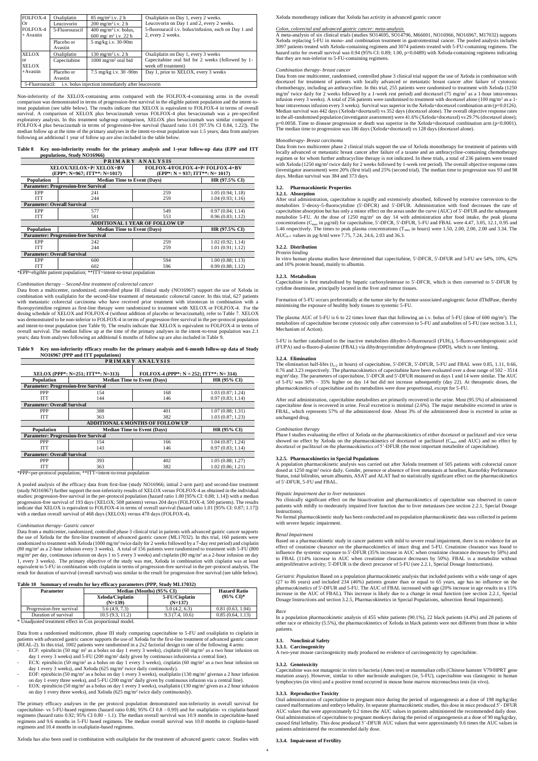| FOLFOX-4 Or FOLFOX-4 + Avastin | Oxaliplatin | 85 mg/m$^2$ i.v. 2 h | Oxaliplatin on Day 1, every 2 weeks. Leucovorin on Day 1 and 2, every 2 weeks. 5-fluorouracil i.v. bolus/infusion, each on Day 1 and 2, every 2 weeks. |
|---|---|---|---|
| | Leucovorin | 200 mg/m$^2$ i.v. 2 h | |
| | 5-Fluorouracil | 400 mg/m$^2$ i.v. bolus, 600 mg/ m$^2$ i.v. 22 h | |
| | Placebo or Avastin | 5 mg/kg i.v. 30-90m | |
| XELOX or XELOX +Avastin | Oxaliplatin | 130 mg/m$^2$ i.v. 2 h | Oxaliplatin on Day 1, every 3 weeks |
| | Capecitabine | 1000 mg/m$^2$ oral bid | Capecitabine oral bid for 2 weeks (followed by 1-week off treatment) |
| | Placebo or Avastin | 7.5 mg/kg i.v. 30 -90m | Day 1, prior to XELOX, every 3 weeks |
| 5-Fluorouracil: i.v. bolus injection immediately after leucovorin | | | |

Non-inferiority of the XELOX-containing arms compared with the FOLFOX-4-containing arms in the overall comparison was demonstrated in terms of progression-free survival in the eligible patient population and the intent-to-treat population (see table below). The results indicate that XELOX is equivalent to FOLFOX-4 in terms of overall survival. A comparison of XELOX plus bevacizumab versus FOLFOX-4 plus bevacizumab was a pre-specified exploratory analysis. In this treatment subgroup comparison, XELOX plus bevacizumab was similar compared to FOLFOX-4 plus bevacizumab in terms of progression-free survival (hazard ratio 1.01 [97.5% CI 0.84, 1.22]). The median follow up at the time of the primary analyses in the intent-to-treat population was 1.5 years; data from analyses following an additional 1 year of follow up are also included in the table below.

**Table 8 Key non-inferiority results for the primary analysis and 1-year follow-up data (EPP and ITT populations, Study NO16966)**

| PRIMARY ANALYSIS | | | |
|---|---|---|---|
| | XELOX/XELOX+P/ XELOX+BV (EPP*: N=967; ITT**: N=1017) | FOLFOX-4/FOLFOX-4+P/ FOLFOX-4+BV (EPP*: N = 937; ITT**: N= 1017) | |
| **Population** | **Median Time to Event (Days)** | | **HR (97.5% CI)** |
| **Parameter: Progression-free Survival** | | | |
| EPP | 241 | 259 | 1.05 (0.94; 1.18) |
| ITT | 244 | 259 | 1.04 (0.93; 1.16) |
| **Parameter: Overall Survival** | | | |
| EPP | 577 | 549 | 0.97 (0.84; 1.14) |
| ITT | 581 | 553 | 0.96 (0.83; 1.12) |
| **ADDITIONAL 1 YEAR OF FOLLOW UP** | | | |
| **Population** | **Median Time to Event (Days)** | | **HR (97.5% CI)** |
| **Parameter: Progression-free Survival** | | | |
| EPP | 242 | 259 | 1.02 (0.92; 1.14) |
| ITT | 244 | 259 | 1.01 (0.91; 1.12) |
| **Parameter: Overall Survival** | | | |
| EPP | 600 | 594 | 1.00 (0.88; 1.13) |
| ITT | 602 | 596 | 0.99 (0.88; 1.12) |

*EPP=eligible patient population; **ITT=intent-to-treat population

*Combination therapy – Second-line treatment of colorectal cancer*

Data from a multicenter, randomized, controlled phase III clinical study (NO16967) support the use of Xeloda in combination with oxaliplatin for the second-line treatment of metastatic colorectal cancer. In this trial, 627 patients with metastatic colorectal carcinoma who have received prior treatment with irinotecan in combination with a fluoropyrimidine regimen as first-line therapy were randomized to treatment with XELOX or FOLFOX-4. For the dosing schedule of XELOX and FOLFOX-4 (without addition of placebo or bevacizumab), refer to Table 7. XELOX was demonstrated to be non-inferior to FOLFOX-4 in terms of progression-free survival in the per-protocol population and intent-to-treat population (see Table 9). The results indicate that XELOX is equivalent to FOLFOX-4 in terms of overall survival. The median follow up at the time of the primary analyses in the intent-to-treat population was 2.1 years; data from analyses following an additional 6 months of follow up are also included in Table 9.

**Table 9 Key non-inferiority efficacy results for the primary analysis and 6-month follow-up data of Study NO16967 (PPP and ITT populations)**

| PRIMARY ANALYSIS | | | |
|---|---|---|---|
| | XELOX (PPP*: N=251; ITT**: N=313) | FOLFOX-4 (PPP*: N = 252; ITT**: N= 314) | |
| **Population** | **Median Time to Event (Days)** | | **HR (95% CI)** |
| **Parameter: Progression-free Survival** | | | |
| PPP | 154 | 168 | 1.03 (0.87; 1.24) |
| ITT | 144 | 146 | 0.97 (0.83; 1.14) |
| **Parameter: Overall Survival** | | | |
| PPP | 388 | 401 | 1.07 (0.88; 1.31) |
| ITT | 363 | 382 | 1.03 (0.87; 1.23) |
| **ADDITIONAL 6 MONTHS OF FOLLOW UP** | | | |
| **Population** | **Median Time to Event (Days)** | | **HR (95% CI)** |
| **Parameter: Progression-free Survival** | | | |
| PPP | 154 | 166 | 1.04 (0.87; 1.24) |
| ITT | 143 | 146 | 0.97 (0.83; 1.14) |
| **Parameter: Overall Survival** | | | |
| PPP | 393 | 402 | 1.05 (0.88; 1.27) |
| ITT | 363 | 382 | 1.02 (0.86; 1.21) |

*PPP=per-protocol population; **ITT=intent-to-treat population

A pooled analysis of the efficacy data from first-line (study NO16966; initial 2-arm part) and second-line treatment (study NO16967) further support the non-inferiority results of XELOX versus FOLFOX-4 as obtained in the individual studies: progression-free survival in the per-protocol population (hazard ratio 1.00 [95% CI: 0.88; 1.14]) with a median progression-free survival of 193 days (XELOX; 508 patients) versus 204 days (FOLFOX-4; 500 patients). The results indicate that XELOX is equivalent to FOLFOX-4 in terms of overall survival (hazard ratio 1.01 [95% CI: 0.87; 1.17]) with a median overall survival of 468 days (XELOX) versus 478 days (FOLFOX-4).

*Combination therapy- Gastric cancer*

Data from a multicenter, randomized, controlled phase 3 clinical trial in patients with advanced gastric cancer supports the use of Xeloda for the first-line treatment of advanced gastric cancer (ML17032). In this trial, 160 patients were randomized to treatment with Xeloda (1000 mg/m$^2$ twice daily for 2 weeks followed by a 7-day rest period) and cisplatin (80 mg/m$^2$ as a 2-hour infusion every 3 weeks). A total of 156 patients were randomized to treatment with 5-FU (800 mg/m$^2$ per day, continuous infusion on days 1 to 5 every 3 weeks) and cisplatin (80 mg/m$^2$ as a 2-hour infusion on day 1, every 3 weeks). The primary objective of the study was met, Xeloda in combination with cisplatin was at least equivalent to 5-FU in combination with cisplatin in terms of progression-free survival in the per-protocol analysis. The result for duration of survival (overall survival) was similar to the result for progression-free survival (see table below).

**Table 10 Summary of results for key efficacy parameters (PPP, Study ML17032)**

| Parameter | Median (Months) (95% CI) | | Hazard Ratio (95% CI)* |
|---|---|---|---|
| | Xeloda/Cisplatin (N=139) | 5-FU/Cisplatin (N=137) | |
| Progression-free survival | 5.6 (4.9, 7.3) | 5.0 (4.2, 6.3) | 0.81 (0.63, 1.04) |
| Duration of survival | 10.5 (9.3, 11.2) | 9.3 (7.4, 10.6) | 0.85 (0.64, 1.13) |

\* Unadjusted treatment effect in Cox proportional model.

Data from a randomised multicentre, phase III study comparing capecitabine to 5-FU and oxaliplatin to cisplatin in patients with advanced gastric cancer supports the use of Xeloda for the first-line treatment of advanced gastric cancer (REAL-2). In this trial, 1002 patients were randomised in a 2x2 factorial design to one of the following 4 arms:

- ECF: epirubicin (50 mg/ m$^2$ as a bolus on day 1 every 3 weeks), cisplatin (60 mg/m$^2$ as a two hour infusion on day 1 every 3 weeks) and 5-FU (200 mg/m$^2$ daily given by continuous infusionvia a central line).
- ECX: epirubicin (50 mg/m$^2$ as a bolus on day 1 every 3 weeks), cisplatin (60 mg/m$^2$ as a two hour infusion on day 1 every 3 weeks), and Xeloda (625 mg/m$^2$ twice daily continuously).
- EOF: epirubicin (50 mg/m$^2$ as a bolus on day 1 every 3 weeks), oxaliplatin (130 mg/m$^2$ givenas a 2 hour infusion on day 1 every three weeks), and 5-FU (200 mg/m$^2$ daily given by continuous infusion via a central line).
- EOX: epirubicin (50 mg/m$^2$ as a bolus on day 1 every 3 weeks), oxaliplatin (130 mg/m$^2$ given as a 2 hour infusion on day 1 every three weeks), and Xeloda (625 mg/m$^2$ twice daily continuously).

The primary efficacy analyses in the per protocol population demonstrated non-inferiority in overall survival for capecitabine- vs 5-FU-based regimens (hazard ratio 0.86; 95% CI 0.8 - 0.99) and for oxaliplatin- vs cisplatin-based regimens (hazard ratio 0.92; 95% CI 0.80 - 1.1). The median overall survival was 10.9 months in capecitabine-based regimens and 9.6 months in 5-FU based regimens. The median overall survival was 10.0 months in cisplatin-based regimens and 10.4 months in oxaliplatin-based regimens.

Xeloda has also been used in combination with oxaliplatin for the treatment of advanced gastric cancer. Studies with Xeloda monotherapy indicate that Xeloda has activity in advanced gastric cancer

*Colon, colorectal and advanced gastric cancer: meta-analysis*

A meta-analysis of six clinical trials (studies SO14695, SO14796, M66001, NO16966, NO16967, M17032) supports Xeloda replacing 5-FU in mono- and combination treatment in gastrointestinal cancer. The pooled analysis includes 3097 patients treated with Xeloda-containing regimens and 3074 patients treated with 5-FU-containing regimens. The hazard ratio for overall survival was 0.94 (95% CI: 0.89; 1.00, p=0.0489) with Xeloda-containing regimens indicating that they are non-inferior to 5-FU-containing regimens.

*Combination therapy- breast cancer*

Data from one multicenter, randomised, controlled phase 3 clinical trial support the use of Xeloda in combination with docetaxel for treatment of patients with locally advanced or metastatic breast cancer after failure of cytotoxic chemotherapy, including an anthracycline. In this trial, 255 patients were randomised to treatment with Xeloda (1250 mg/m$^2$ twice daily for 2 weeks followed by a 1-week rest period) and docetaxel (75 mg/m$^2$ as a 1-hour intravenous infusion every 3 weeks). A total of 256 patients were randomised to treatment with docetaxel alone (100 mg/m$^2$ as a 1-hour intravenous infusion every 3 weeks). Survival was superior in the Xeloda+docetaxel combination arm (p=0.0126). Median survival was 442 days (Xeloda+docetaxel) vs 352 days (docetaxel alone). The overall objective response rates in the all-randomised population (investigator assessment) were 41.6% (Xeloda+docetaxel) vs 29.7% (docetaxel alone); p=0.0058. Time to disease progression or death was superior in the Xeloda+docetaxel combination arm (p<0.0001). The median time to progression was 186 days (Xeloda+docetaxel) vs 128 days (docetaxel alone).

*Monotherapy- Breast carcinoma*

Data from two multicenter phase 2 clinical trials support the use of Xeloda monotherapy for treatment of patients with locally advanced or metastatic breast cancer after failure of a taxane and an anthracycline-containing chemotherapy regimen or for whom further anthracycline therapy is not indicated. In these trials, a total of 236 patients were treated with Xeloda (1250 mg/m$^2$ twice daily for 2 weeks followed by 1-week rest period). The overall objective response rates (investigator assessment) were 20% (first trial) and 25% (second trial). The median time to progression was 93 and 98 days. Median survival was 384 and 373 days.

### 3.2. Pharmacokinetic Properties

#### 3.2.1. Absorption

After oral administration, capecitabine is rapidly and extensively absorbed, followed by extensive conversion to the metabolites 5'-deoxy-5-fluorocytidine (5'-DFCR) and 5'-DFUR. Administration with food decreases the rate of capecitabine absorption but has only a minor effect on the areas under the curve (AUC) of 5'-DFUR and the subsequent metabolite 5-FU. At the dose of 1250 mg/m$^2$ on day 14 with administration after food intake, the peak plasma concentrations ($C_{max}$ in µg/ml) for capecitabine, 5'-DFCR, 5'-DFUR, 5-FU and FBAL were 4.47, 3.05, 12.1, 0.95 and 5.46 respectively. The times to peak plasma concentrations ($T_{max}$ in hours) were 1.50, 2.00, 2.00, 2.00 and 3.34. The $AUC_{0-\infty}$ values in µg·h/ml were 7.75, 7.24, 24.6, 2.03 and 36.3.

#### 3.2.2. Distribution

*Protein binding*

In vitro human plasma studies have determined that capecitabine, 5'-DFCR, 5'-DFUR and 5-FU are 54%, 10%, 62% and 10% protein bound, mainly to albumin.

#### 3.2.3. Metabolism

Capecitabine is first metabolised by hepatic carboxylesterase to 5'-DFCR, which is then converted to 5'-DFUR by cytidine deaminase, principally located in the liver and tumor tissues.

Formation of 5-FU occurs preferentially at the tumor site by the tumor-associated angiogenic factor dThdPase, thereby minimising the exposure of healthy body tissues to systemic 5-FU.

The plasma AUC of 5-FU is 6 to 22 times lower than that following an i.v. bolus of 5-FU (dose of 600 mg/m$^2$). The metabolites of capecitabine become cytotoxic only after conversion to 5-FU and anabolites of 5-FU (see section 3.1.1, Mechanism of Action).

5-FU is further catabolized to the inactive metabolites dihydro-5-fluorouracil ($FUH_2$), 5-fluoro-ureidopropionic acid (FUPA) and α-fluoro-β-alanine (FBAL) via dihydropyrimidine dehydrogenase (DPD), which is rate limiting.

#### 3.2.4. Elimination

The elimination half-lifes ($t_{1/2}$ in hours) of capecitabine, 5'-DFCR, 5'-DFUR, 5-FU and FBAL were 0.85, 1.11, 0.66, 0.76 and 3.23 respectively. The pharmacokinetics of capecitabine have been evaluated over a dose range of 502 - 3514 mg/m$^2$/day. The parameters of capecitabine, 5'-DFCR and 5'-DFUR measured on days 1 and 14 were similar. The AUC of 5-FU was 30% – 35% higher on day 14 but did not increase subsequently (day 22). At therapeutic doses, the pharmacokinetics of capecitabine and its metabolites were dose proportional, except for 5-FU.

After oral administration, capecitabine metabolites are primarily recovered in the urine. Most (95.5%) of administered capecitabine dose is recovered in urine. Fecal excretion is minimal (2.6%). The major metabolite excreted in urine is FBAL, which represents 57% of the administered dose. About 3% of the administered dose is excreted in urine as unchanged drug.

*Combination therapy*

Phase I studies evaluating the effect of Xeloda on the pharmacokinetics of either docetaxel or paclitaxel and vice versa showed no effect by Xeloda on the pharmacokinetics of docetaxel or paclitaxel ($C_{max}$ and AUC) and no effect by docetaxel or paclitaxel on the pharmacokinetics of 5'-DFUR (the most important metabolite of capecitabine).

#### 3.2.5. Pharmacokinetics in Special Populations

A population pharmacokinetic analysis was carried out after Xeloda treatment of 505 patients with colorectal cancer dosed at 1250 mg/m$^2$ twice daily. Gender, presence or absence of liver metastasis at baseline, Karnofsky Performance Status, total bilirubin, serum albumin, ASAT and ALAT had no statistically significant effect on the pharmacokinetics of 5'-DFUR, 5-FU and FBAL.

*Hepatic Impairment due to liver metastases*

No clinically significant effect on the bioactivation and pharmacokinetics of capecitabine was observed in cancer patients with mildly to moderately impaired liver function due to liver metastases (see section 2.2.1, Special Dosage Instructions).

No formal pharmacokinetic study has been conducted and no population pharmacokinetic data was collected in patients with severe hepatic impairment.

*Renal Impairment*

Based on a pharmacokinetic study in cancer patients with mild to severe renal impairment, there is no evidence for an effect of creatinine clearance on the pharmacokinetics of intact drug and 5-FU. Creatinine clearance was found to influence the systemic exposure to 5'-DFUR (35% increase in AUC when creatinine clearance decreases by 50%) and to FBAL (114% increase in AUC when creatinine clearance decreases by 50%). FBAL is a metabolite without antiproliferative activity; 5'-DFUR is the direct precursor of 5-FU (see 2.2.1, Special Dosage Instructions).

*Geriatric Population* Based on a population pharmacokinetic analysis that included patients with a wide range of ages (27 to 86 years) and included 234 (46%) patients greater than or equal to 65 years, age has no influence on the pharmacokinetics of 5'-DFUR and 5-FU. The AUC of FBAL increased with age (20% increase in age results in a 15% increase in the AUC of FBAL). This increase is likely due to a change in renal function (see section 2.2.1, Special Dosage Instructions and section 3.2.5, Pharmacokinetics in Special Populations, subsection Renal Impairment).

*Race*

In a population pharmacokinetic analysis of 455 white patients (90.1%), 22 black patients (4.4%) and 28 patients of other race or ethnicity (5.5%), the pharmacokinetics of Xeloda in black patients were not different from those in white patients.

### 3.3. Nonclinical Safety

#### 3.3.1. Carcinogenicity

A two-year mouse carcinogenicity study produced no evidence of carcinogenicity by capecitabine.

#### 3.3.2. Genotoxicity

Capecitabine was not mutagenic in vitro to bacteria (Ames test) or mammalian cells (Chinese hamster V79/HPRT gene mutation assay). However, similar to other nucleoside analogues (ie, 5-FU), capecitabine was clastogenic in human lymphocytes (in vitro) and a positive trend occurred in mouse bone marrow micronucleus tests (in vivo).

#### 3.3.3. Reproductive Toxicity

Oral administration of capecitabine to pregnant mice during the period of organogenesis at a dose of 198 mg/kg/day caused malformations and embryo lethality. In separate pharmacokinetic studies, this dose in mice produced 5'- DFUR AUC values that were approximately 0.2 times the AUC values in patients administered the recommended daily dose. Oral administration of capecitabine to pregnant monkeys during the period of organogenesis at a dose of 90 mg/kg/day, caused fetal lethality. This dose produced 5'-DFUR AUC values that were approximately 0.6 times the AUC values in patients administered the recommended daily dose.

#### 3.3.4. Impairment of Fertility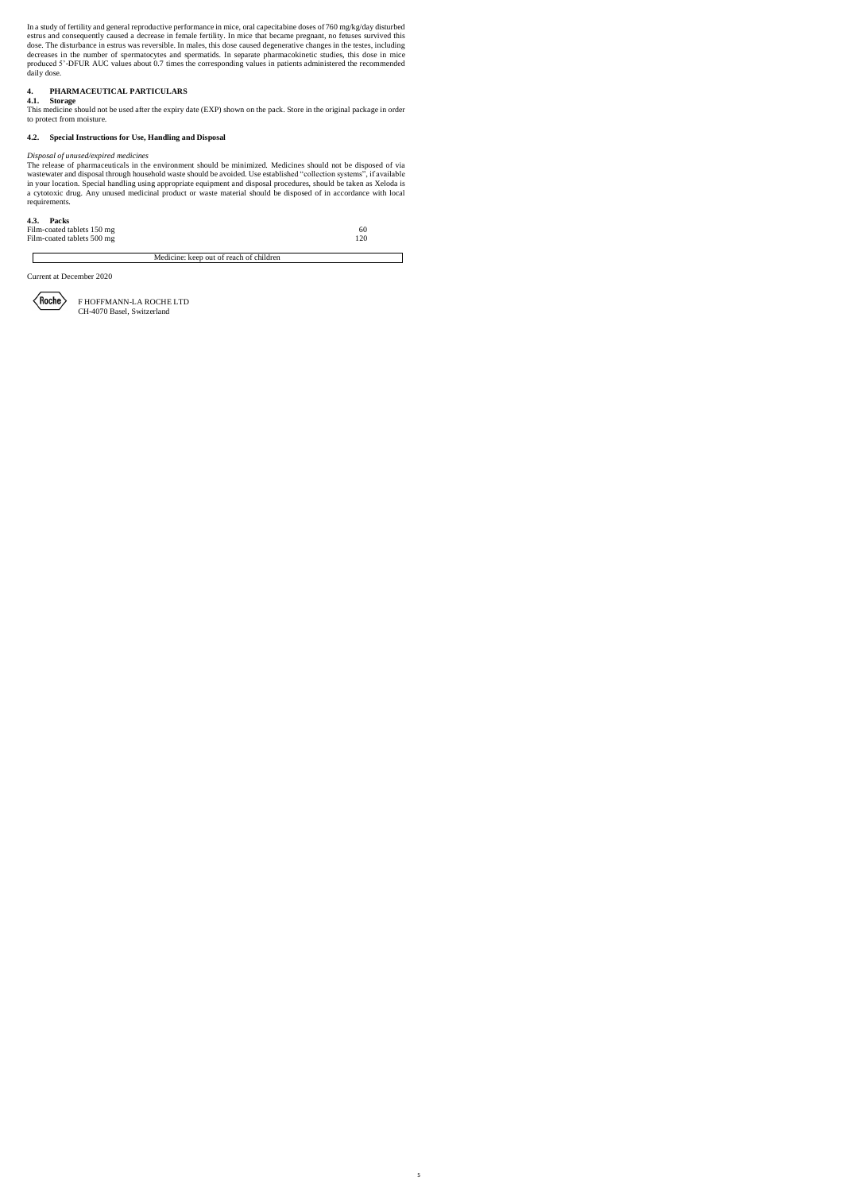In a study of fertility and general reproductive performance in mice, oral capecitabine doses of 760 mg/kg/day disturbed estrus and consequently caused a decrease in female fertility. In mice that became pregnant, no fetuses survived this dose. The disturbance in estrus was reversible. In males, this dose caused degenerative changes in the testes, including decreases in the number of spermatocytes and spermatids. In separate pharmacokinetic studies, this dose in mice produced 5'-DFUR AUC values about 0.7 times the corresponding values in patients administered the recommended daily dose.

## 4. PHARMACEUTICAL PARTICULARS

### 4.1. Storage

This medicine should not be used after the expiry date (EXP) shown on the pack. Store in the original package in order to protect from moisture.

### 4.2. Special Instructions for Use, Handling and Disposal

*Disposal of unused/expired medicines*

The release of pharmaceuticals in the environment should be minimized. Medicines should not be disposed of via wastewater and disposal through household waste should be avoided. Use established "collection systems", if available in your location. Special handling using appropriate equipment and disposal procedures, should be taken as Xeloda is a cytotoxic drug. Any unused medicinal product or waste material should be disposed of in accordance with local requirements.

### 4.3. Packs

| | |
|---|---|
| Film-coated tablets 150 mg | 60 |
| Film-coated tablets 500 mg | 120 |

Medicine: keep out of reach of children

Current at December 2020

Roche

F HOFFMANN-LA ROCHE LTD
CH-4070 Basel, Switzerland